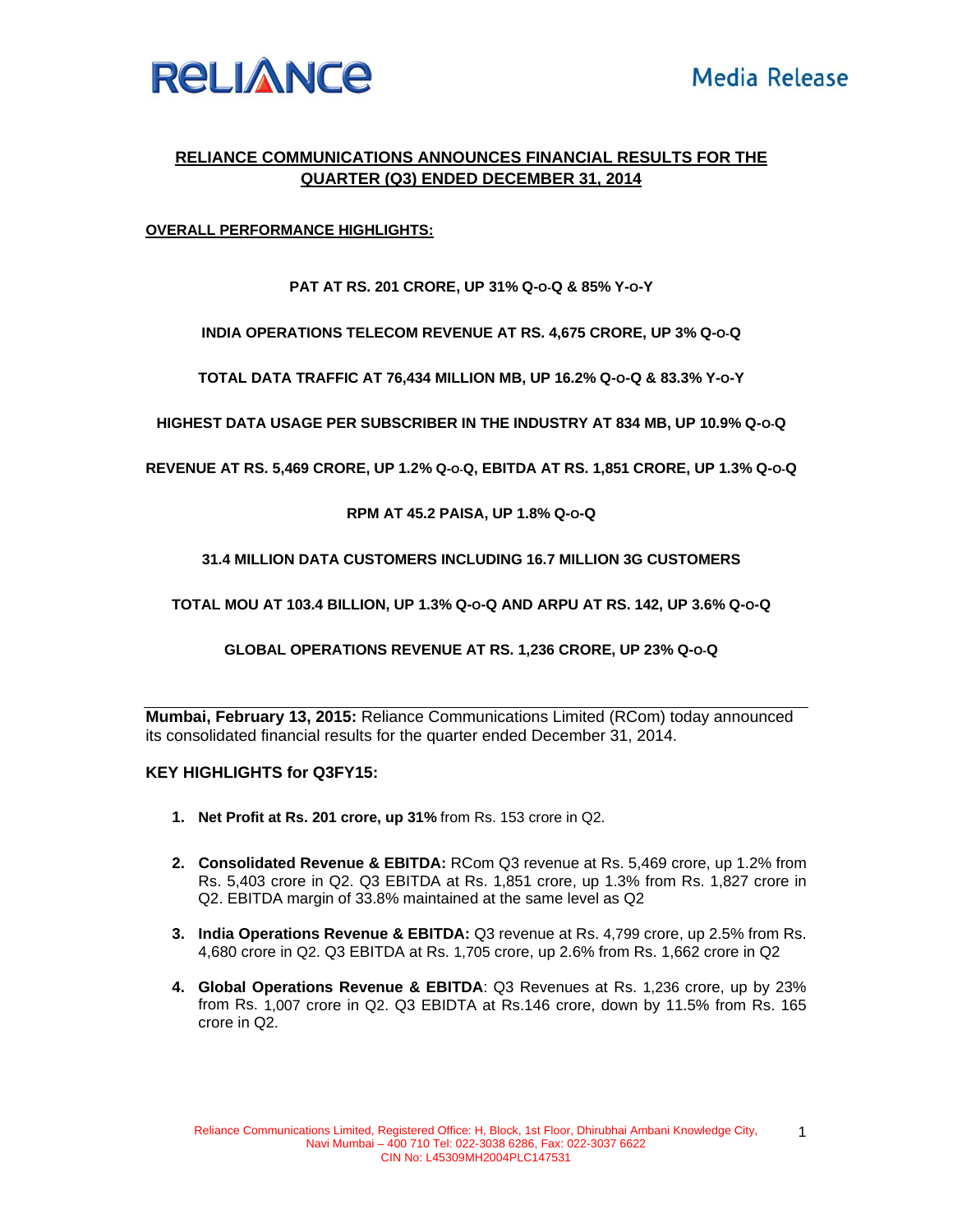**RELIANCE** Media Release

# RELIANCE COMMUNICATIONS ANNOUNCES FINANCIAL RESULTS FOR THE QUARTER (Q3) ENDED DECEMBER 31, 2014

## OVERALL PERFORMANCE HIGHLIGHTS:

**PAT AT RS. 201 CRORE, UP 31% Q-o-Q & 85% Y-o-Y**

**INDIA OPERATIONS TELECOM REVENUE AT RS. 4,675 CRORE, UP 3% Q-o-Q**

**TOTAL DATA TRAFFIC AT 76,434 MILLION MB, UP 16.2% Q-o-Q & 83.3% Y-o-Y**

**HIGHEST DATA USAGE PER SUBSCRIBER IN THE INDUSTRY AT 834 MB, UP 10.9% Q-o-Q**

**REVENUE AT RS. 5,469 CRORE, UP 1.2% Q-o-Q, EBITDA AT RS. 1,851 CRORE, UP 1.3% Q-o-Q**

**RPM AT 45.2 PAISA, UP 1.8% Q-o-Q**

**31.4 MILLION DATA CUSTOMERS INCLUDING 16.7 MILLION 3G CUSTOMERS**

**TOTAL MOU AT 103.4 BILLION, UP 1.3% Q-o-Q AND ARPU AT RS. 142, UP 3.6% Q-o-Q**

**GLOBAL OPERATIONS REVENUE AT RS. 1,236 CRORE, UP 23% Q-o-Q**

---

**Mumbai, February 13, 2015:** Reliance Communications Limited (RCom) today announced its consolidated financial results for the quarter ended December 31, 2014.

### KEY HIGHLIGHTS for Q3FY15:

1. **Net Profit at Rs. 201 crore, up 31%** from Rs. 153 crore in Q2.

2. **Consolidated Revenue & EBITDA:** RCom Q3 revenue at Rs. 5,469 crore, up 1.2% from Rs. 5,403 crore in Q2. Q3 EBITDA at Rs. 1,851 crore, up 1.3% from Rs. 1,827 crore in Q2. EBITDA margin of 33.8% maintained at the same level as Q2

3. **India Operations Revenue & EBITDA:** Q3 revenue at Rs. 4,799 crore, up 2.5% from Rs. 4,680 crore in Q2. Q3 EBITDA at Rs. 1,705 crore, up 2.6% from Rs. 1,662 crore in Q2

4. **Global Operations Revenue & EBITDA**: Q3 Revenues at Rs. 1,236 crore, up by 23% from Rs. 1,007 crore in Q2. Q3 EBIDTA at Rs.146 crore, down by 11.5% from Rs. 165 crore in Q2.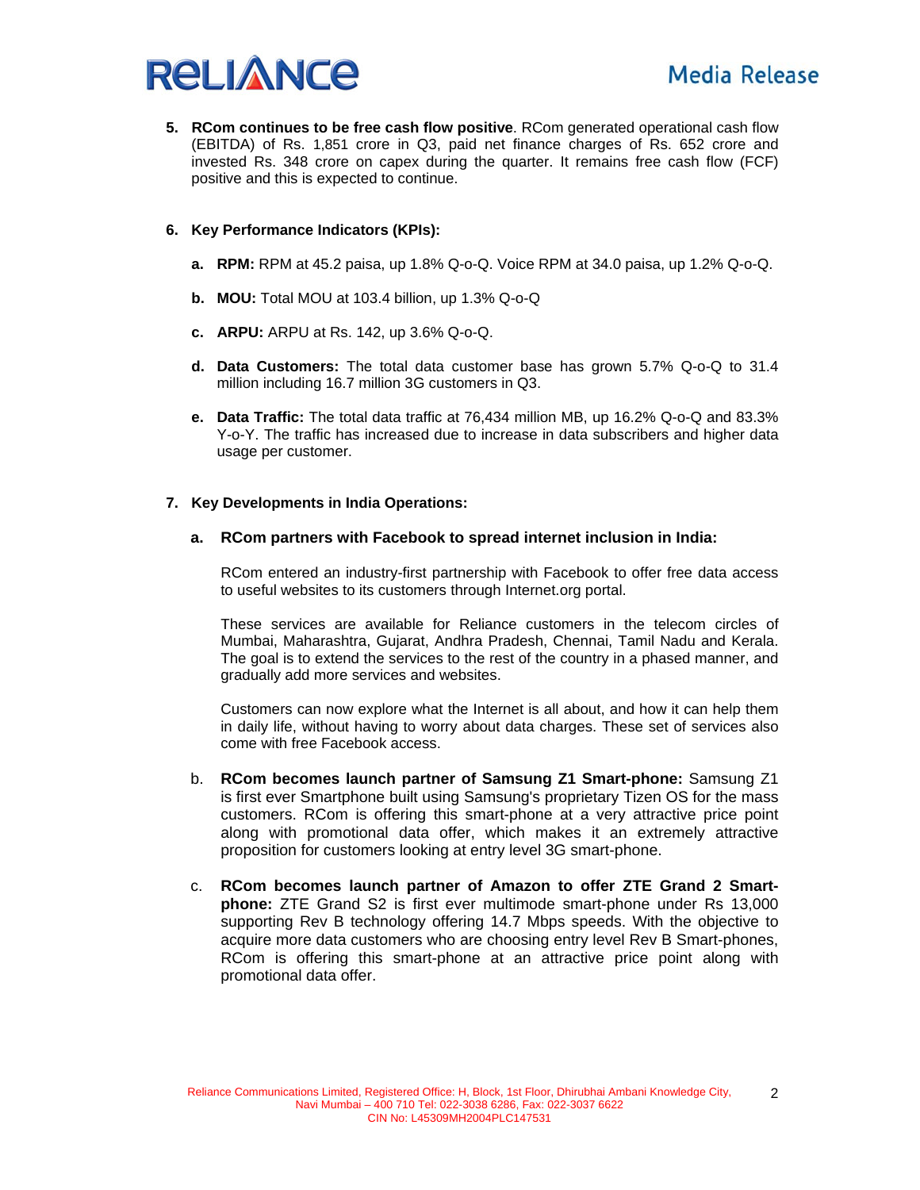5. **RCom continues to be free cash flow positive**. RCom generated operational cash flow (EBITDA) of Rs. 1,851 crore in Q3, paid net finance charges of Rs. 652 crore and invested Rs. 348 crore on capex during the quarter. It remains free cash flow (FCF) positive and this is expected to continue.

6. **Key Performance Indicators (KPIs):**

   a. **RPM:** RPM at 45.2 paisa, up 1.8% Q-o-Q. Voice RPM at 34.0 paisa, up 1.2% Q-o-Q.

   b. **MOU:** Total MOU at 103.4 billion, up 1.3% Q-o-Q

   c. **ARPU:** ARPU at Rs. 142, up 3.6% Q-o-Q.

   d. **Data Customers:** The total data customer base has grown 5.7% Q-o-Q to 31.4 million including 16.7 million 3G customers in Q3.

   e. **Data Traffic:** The total data traffic at 76,434 million MB, up 16.2% Q-o-Q and 83.3% Y-o-Y. The traffic has increased due to increase in data subscribers and higher data usage per customer.

7. **Key Developments in India Operations:**

   a. **RCom partners with Facebook to spread internet inclusion in India:**

   RCom entered an industry-first partnership with Facebook to offer free data access to useful websites to its customers through Internet.org portal.

   These services are available for Reliance customers in the telecom circles of Mumbai, Maharashtra, Gujarat, Andhra Pradesh, Chennai, Tamil Nadu and Kerala. The goal is to extend the services to the rest of the country in a phased manner, and gradually add more services and websites.

   Customers can now explore what the Internet is all about, and how it can help them in daily life, without having to worry about data charges. These set of services also come with free Facebook access.

   b. **RCom becomes launch partner of Samsung Z1 Smart-phone:** Samsung Z1 is first ever Smartphone built using Samsung's proprietary Tizen OS for the mass customers. RCom is offering this smart-phone at a very attractive price point along with promotional data offer, which makes it an extremely attractive proposition for customers looking at entry level 3G smart-phone.

   c. **RCom becomes launch partner of Amazon to offer ZTE Grand 2 Smart-phone:** ZTE Grand S2 is first ever multimode smart-phone under Rs 13,000 supporting Rev B technology offering 14.7 Mbps speeds. With the objective to acquire more data customers who are choosing entry level Rev B Smart-phones, RCom is offering this smart-phone at an attractive price point along with promotional data offer.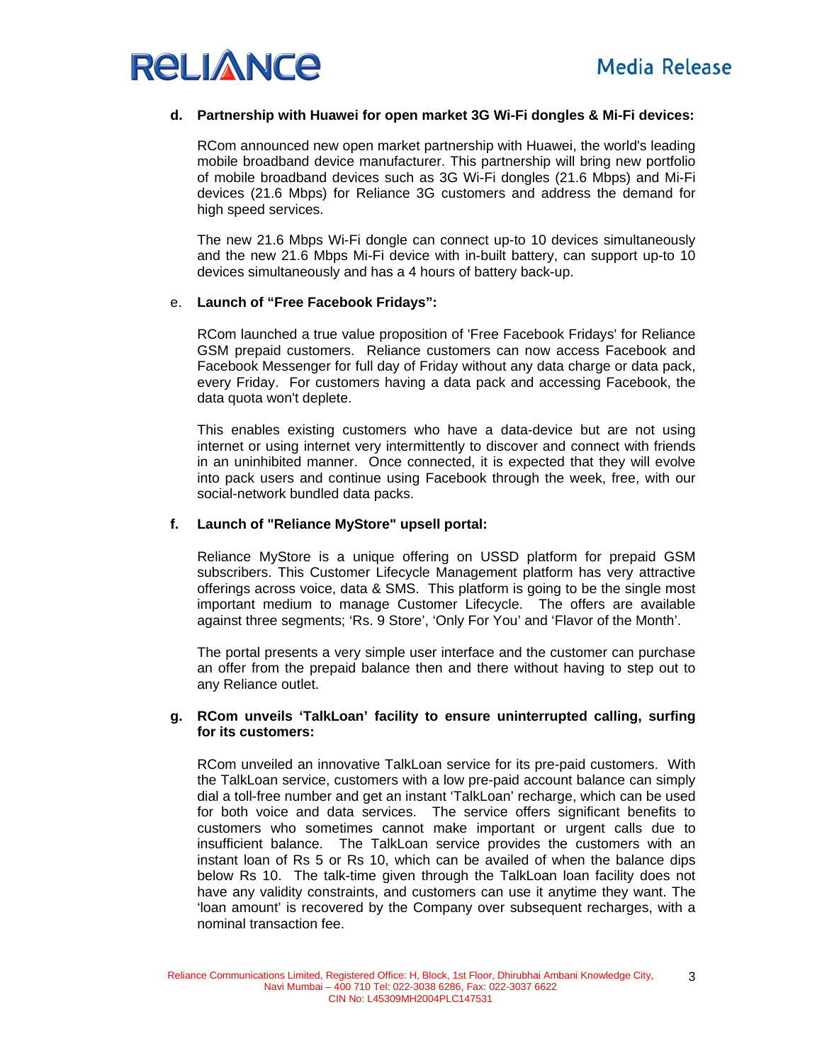**d. Partnership with Huawei for open market 3G Wi-Fi dongles & Mi-Fi devices:**

RCom announced new open market partnership with Huawei, the world's leading mobile broadband device manufacturer. This partnership will bring new portfolio of mobile broadband devices such as 3G Wi-Fi dongles (21.6 Mbps) and Mi-Fi devices (21.6 Mbps) for Reliance 3G customers and address the demand for high speed services.

The new 21.6 Mbps Wi-Fi dongle can connect up-to 10 devices simultaneously and the new 21.6 Mbps Mi-Fi device with in-built battery, can support up-to 10 devices simultaneously and has a 4 hours of battery back-up.

e. **Launch of "Free Facebook Fridays":**

RCom launched a true value proposition of 'Free Facebook Fridays' for Reliance GSM prepaid customers. Reliance customers can now access Facebook and Facebook Messenger for full day of Friday without any data charge or data pack, every Friday. For customers having a data pack and accessing Facebook, the data quota won't deplete.

This enables existing customers who have a data-device but are not using internet or using internet very intermittently to discover and connect with friends in an uninhibited manner. Once connected, it is expected that they will evolve into pack users and continue using Facebook through the week, free, with our social-network bundled data packs.

**f. Launch of "Reliance MyStore" upsell portal:**

Reliance MyStore is a unique offering on USSD platform for prepaid GSM subscribers. This Customer Lifecycle Management platform has very attractive offerings across voice, data & SMS. This platform is going to be the single most important medium to manage Customer Lifecycle. The offers are available against three segments; 'Rs. 9 Store', 'Only For You' and 'Flavor of the Month'.

The portal presents a very simple user interface and the customer can purchase an offer from the prepaid balance then and there without having to step out to any Reliance outlet.

**g. RCom unveils 'TalkLoan' facility to ensure uninterrupted calling, surfing for its customers:**

RCom unveiled an innovative TalkLoan service for its pre-paid customers. With the TalkLoan service, customers with a low pre-paid account balance can simply dial a toll-free number and get an instant 'TalkLoan' recharge, which can be used for both voice and data services. The service offers significant benefits to customers who sometimes cannot make important or urgent calls due to insufficient balance. The TalkLoan service provides the customers with an instant loan of Rs 5 or Rs 10, which can be availed of when the balance dips below Rs 10. The talk-time given through the TalkLoan loan facility does not have any validity constraints, and customers can use it anytime they want. The 'loan amount' is recovered by the Company over subsequent recharges, with a nominal transaction fee.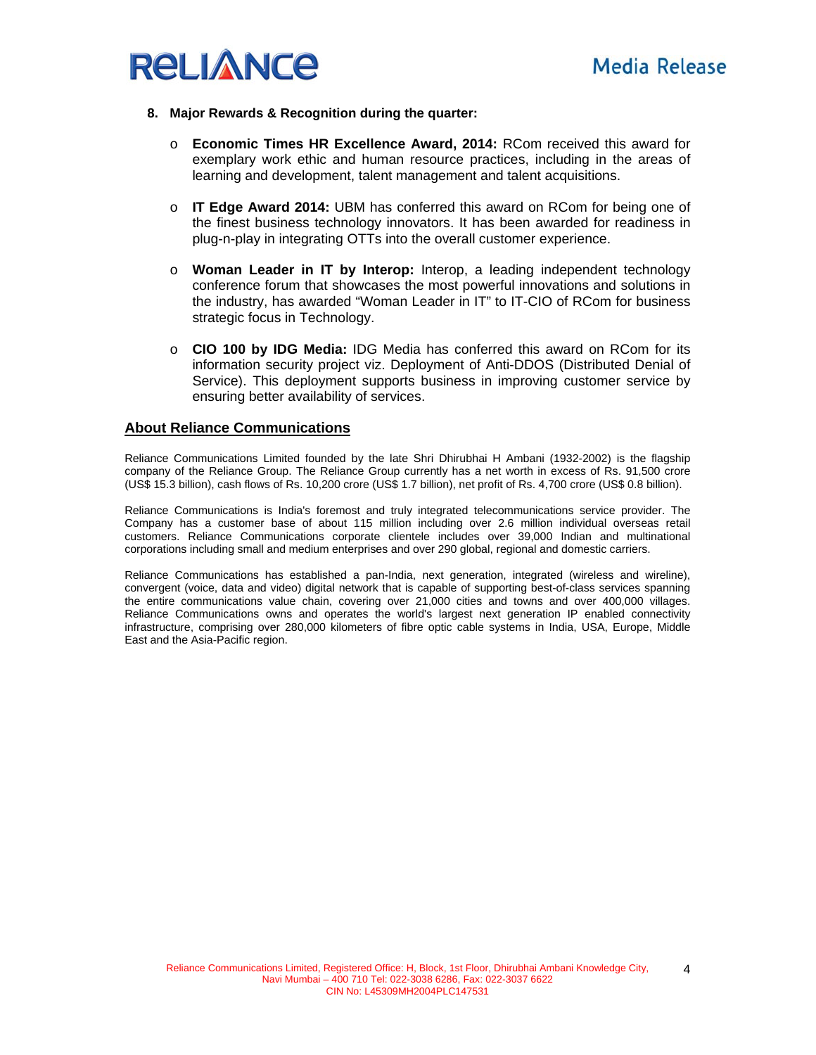8. **Major Rewards & Recognition during the quarter:**

   - **Economic Times HR Excellence Award, 2014:** RCom received this award for exemplary work ethic and human resource practices, including in the areas of learning and development, talent management and talent acquisitions.

   - **IT Edge Award 2014:** UBM has conferred this award on RCom for being one of the finest business technology innovators. It has been awarded for readiness in plug-n-play in integrating OTTs into the overall customer experience.

   - **Woman Leader in IT by Interop:** Interop, a leading independent technology conference forum that showcases the most powerful innovations and solutions in the industry, has awarded "Woman Leader in IT" to IT-CIO of RCom for business strategic focus in Technology.

   - **CIO 100 by IDG Media:** IDG Media has conferred this award on RCom for its information security project viz. Deployment of Anti-DDOS (Distributed Denial of Service). This deployment supports business in improving customer service by ensuring better availability of services.

## About Reliance Communications

Reliance Communications Limited founded by the late Shri Dhirubhai H Ambani (1932-2002) is the flagship company of the Reliance Group. The Reliance Group currently has a net worth in excess of Rs. 91,500 crore (US$ 15.3 billion), cash flows of Rs. 10,200 crore (US$ 1.7 billion), net profit of Rs. 4,700 crore (US$ 0.8 billion).

Reliance Communications is India's foremost and truly integrated telecommunications service provider. The Company has a customer base of about 115 million including over 2.6 million individual overseas retail customers. Reliance Communications corporate clientele includes over 39,000 Indian and multinational corporations including small and medium enterprises and over 290 global, regional and domestic carriers.

Reliance Communications has established a pan-India, next generation, integrated (wireless and wireline), convergent (voice, data and video) digital network that is capable of supporting best-of-class services spanning the entire communications value chain, covering over 21,000 cities and towns and over 400,000 villages. Reliance Communications owns and operates the world's largest next generation IP enabled connectivity infrastructure, comprising over 280,000 kilometers of fibre optic cable systems in India, USA, Europe, Middle East and the Asia-Pacific region.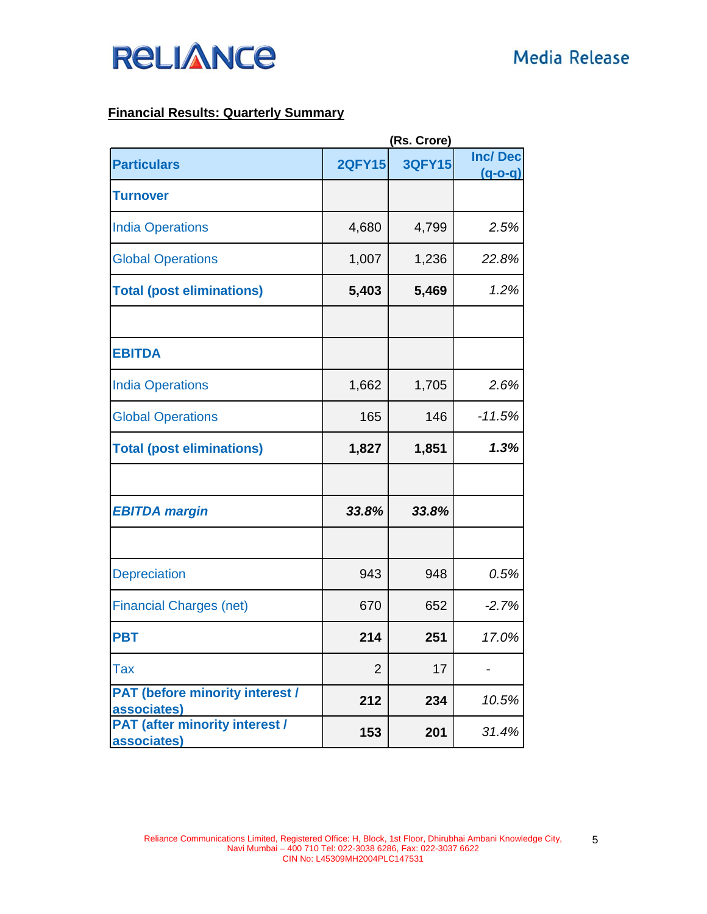Media Release

## Financial Results: Quarterly Summary

(Rs. Crore)

| Particulars | 2QFY15 | 3QFY15 | Inc/ Dec (q-o-q) |
|---|---|---|---|
| **Turnover** | | | |
| India Operations | 4,680 | 4,799 | *2.5%* |
| Global Operations | 1,007 | 1,236 | *22.8%* |
| **Total (post eliminations)** | **5,403** | **5,469** | *1.2%* |
| | | | |
| **EBITDA** | | | |
| India Operations | 1,662 | 1,705 | *2.6%* |
| Global Operations | 165 | 146 | *-11.5%* |
| **Total (post eliminations)** | **1,827** | **1,851** | ***1.3%*** |
| | | | |
| ***EBITDA margin*** | ***33.8%*** | ***33.8%*** | |
| | | | |
| Depreciation | 943 | 948 | *0.5%* |
| Financial Charges (net) | 670 | 652 | *-2.7%* |
| **PBT** | **214** | **251** | *17.0%* |
| Tax | 2 | 17 | - |
| **PAT (before minority interest / associates)** | **212** | **234** | *10.5%* |
| **PAT (after minority interest / associates)** | **153** | **201** | *31.4%* |

Reliance Communications Limited, Registered Office: H, Block, 1st Floor, Dhirubhai Ambani Knowledge City, Navi Mumbai – 400 710 Tel: 022-3038 6286, Fax: 022-3037 6622
CIN No: L45309MH2004PLC147531